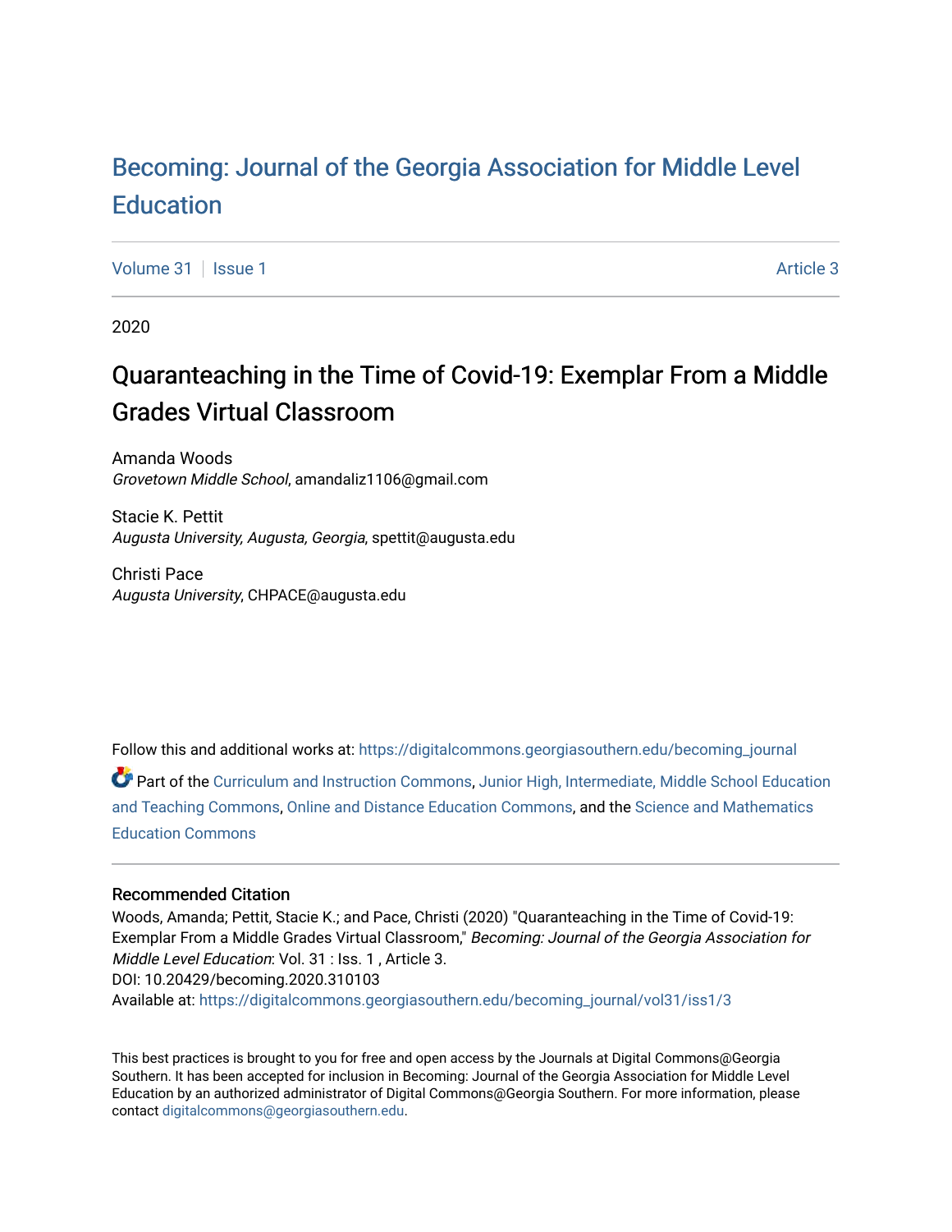# Becoming: Journal of the Georgia Association for Middle Level Education

Volume 31 | Issue 1 | Article 3

2020

## Quaranteaching in the Time of Covid-19: Exemplar From a Middle Grades Virtual Classroom

Amanda Woods
*Grovetown Middle School*, amandaliz1106@gmail.com

Stacie K. Pettit
*Augusta University, Augusta, Georgia*, spettit@augusta.edu

Christi Pace
*Augusta University*, CHPACE@augusta.edu

Follow this and additional works at: https://digitalcommons.georgiasouthern.edu/becoming_journal

Part of the Curriculum and Instruction Commons, Junior High, Intermediate, Middle School Education and Teaching Commons, Online and Distance Education Commons, and the Science and Mathematics Education Commons

### Recommended Citation

Woods, Amanda; Pettit, Stacie K.; and Pace, Christi (2020) "Quaranteaching in the Time of Covid-19: Exemplar From a Middle Grades Virtual Classroom," *Becoming: Journal of the Georgia Association for Middle Level Education*: Vol. 31 : Iss. 1 , Article 3.
DOI: 10.20429/becoming.2020.310103
Available at: https://digitalcommons.georgiasouthern.edu/becoming_journal/vol31/iss1/3

This best practices is brought to you for free and open access by the Journals at Digital Commons@Georgia Southern. It has been accepted for inclusion in Becoming: Journal of the Georgia Association for Middle Level Education by an authorized administrator of Digital Commons@Georgia Southern. For more information, please contact digitalcommons@georgiasouthern.edu.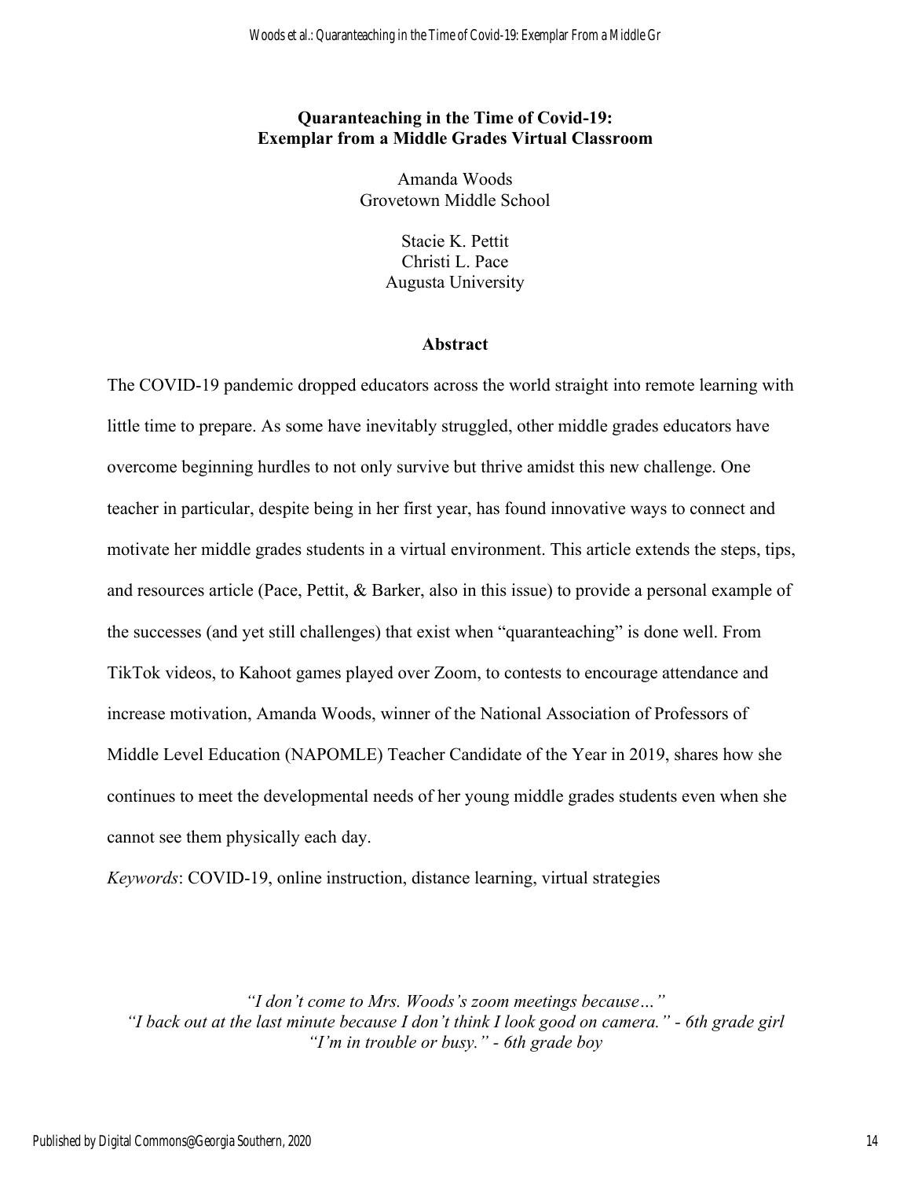# Quaranteaching in the Time of Covid-19: Exemplar from a Middle Grades Virtual Classroom

Amanda Woods
Grovetown Middle School

Stacie K. Pettit
Christi L. Pace
Augusta University

## Abstract

The COVID-19 pandemic dropped educators across the world straight into remote learning with little time to prepare. As some have inevitably struggled, other middle grades educators have overcome beginning hurdles to not only survive but thrive amidst this new challenge. One teacher in particular, despite being in her first year, has found innovative ways to connect and motivate her middle grades students in a virtual environment. This article extends the steps, tips, and resources article (Pace, Pettit, & Barker, also in this issue) to provide a personal example of the successes (and yet still challenges) that exist when "quaranteaching" is done well. From TikTok videos, to Kahoot games played over Zoom, to contests to encourage attendance and increase motivation, Amanda Woods, winner of the National Association of Professors of Middle Level Education (NAPOMLE) Teacher Candidate of the Year in 2019, shares how she continues to meet the developmental needs of her young middle grades students even when she cannot see them physically each day.

*Keywords*: COVID-19, online instruction, distance learning, virtual strategies

*"I don't come to Mrs. Woods's zoom meetings because…"*
*"I back out at the last minute because I don't think I look good on camera." - 6th grade girl*
*"I'm in trouble or busy." - 6th grade boy*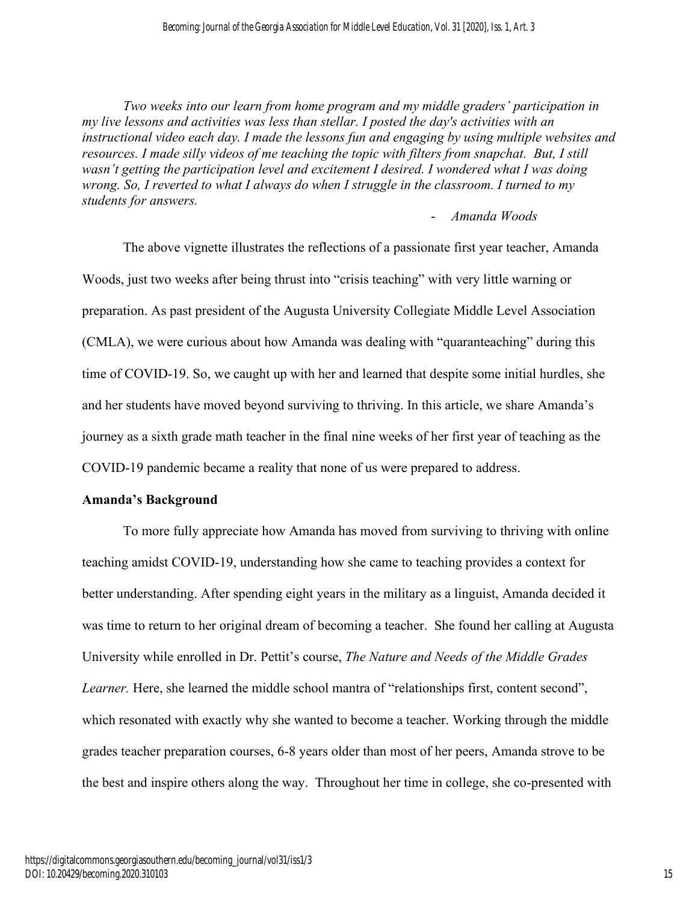*Two weeks into our learn from home program and my middle graders' participation in my live lessons and activities was less than stellar. I posted the day's activities with an instructional video each day. I made the lessons fun and engaging by using multiple websites and resources. I made silly videos of me teaching the topic with filters from snapchat. But, I still wasn't getting the participation level and excitement I desired. I wondered what I was doing wrong. So, I reverted to what I always do when I struggle in the classroom. I turned to my students for answers.*

- *Amanda Woods*

The above vignette illustrates the reflections of a passionate first year teacher, Amanda Woods, just two weeks after being thrust into "crisis teaching" with very little warning or preparation. As past president of the Augusta University Collegiate Middle Level Association (CMLA), we were curious about how Amanda was dealing with "quaranteaching" during this time of COVID-19. So, we caught up with her and learned that despite some initial hurdles, she and her students have moved beyond surviving to thriving. In this article, we share Amanda's journey as a sixth grade math teacher in the final nine weeks of her first year of teaching as the COVID-19 pandemic became a reality that none of us were prepared to address.

**Amanda's Background**

To more fully appreciate how Amanda has moved from surviving to thriving with online teaching amidst COVID-19, understanding how she came to teaching provides a context for better understanding. After spending eight years in the military as a linguist, Amanda decided it was time to return to her original dream of becoming a teacher. She found her calling at Augusta University while enrolled in Dr. Pettit's course, *The Nature and Needs of the Middle Grades Learner.* Here, she learned the middle school mantra of "relationships first, content second", which resonated with exactly why she wanted to become a teacher. Working through the middle grades teacher preparation courses, 6-8 years older than most of her peers, Amanda strove to be the best and inspire others along the way. Throughout her time in college, she co-presented with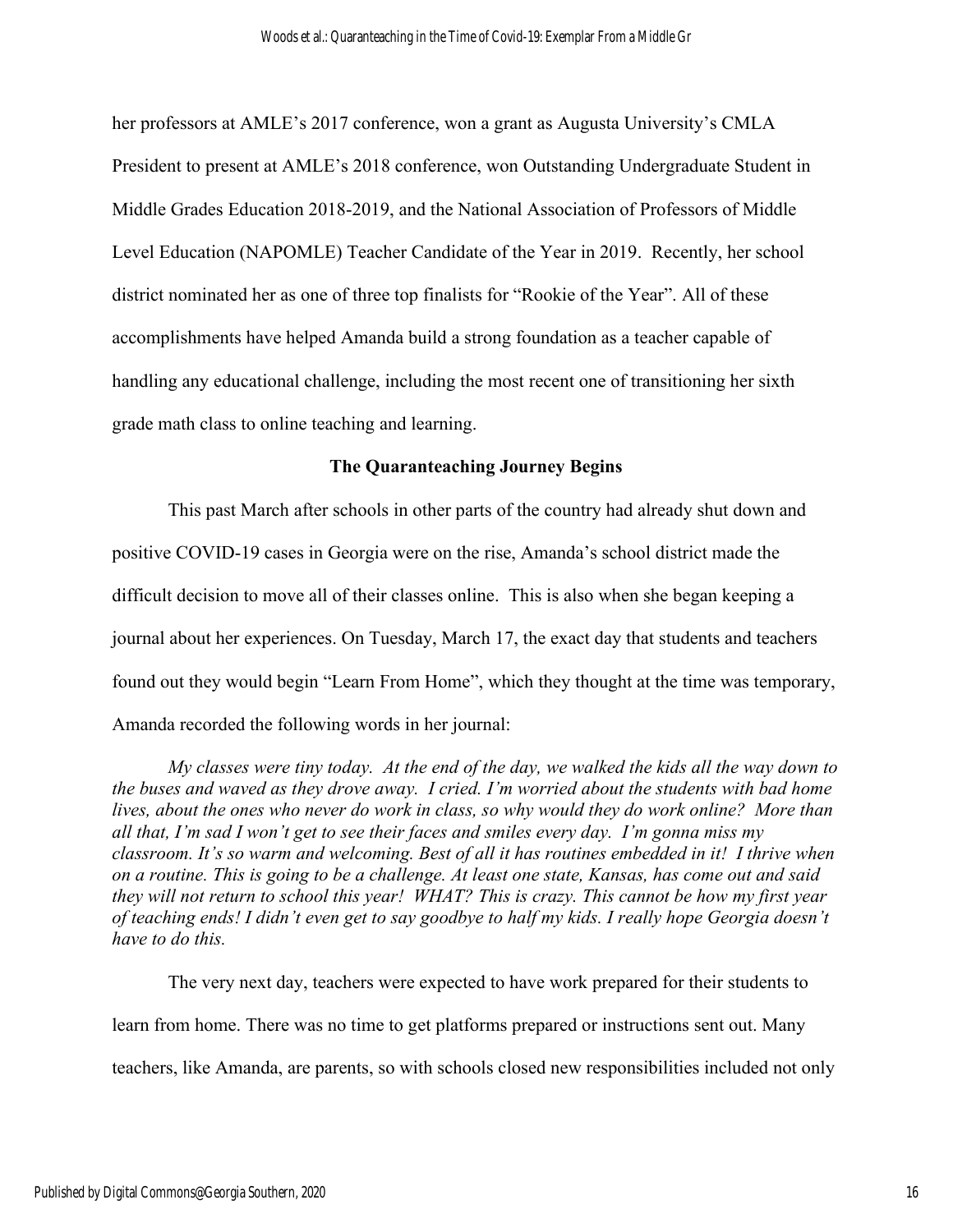her professors at AMLE's 2017 conference, won a grant as Augusta University's CMLA President to present at AMLE's 2018 conference, won Outstanding Undergraduate Student in Middle Grades Education 2018-2019, and the National Association of Professors of Middle Level Education (NAPOMLE) Teacher Candidate of the Year in 2019. Recently, her school district nominated her as one of three top finalists for "Rookie of the Year". All of these accomplishments have helped Amanda build a strong foundation as a teacher capable of handling any educational challenge, including the most recent one of transitioning her sixth grade math class to online teaching and learning.

## The Quaranteaching Journey Begins

This past March after schools in other parts of the country had already shut down and positive COVID-19 cases in Georgia were on the rise, Amanda's school district made the difficult decision to move all of their classes online. This is also when she began keeping a journal about her experiences. On Tuesday, March 17, the exact day that students and teachers found out they would begin "Learn From Home", which they thought at the time was temporary, Amanda recorded the following words in her journal:

> *My classes were tiny today. At the end of the day, we walked the kids all the way down to the buses and waved as they drove away. I cried. I'm worried about the students with bad home lives, about the ones who never do work in class, so why would they do work online? More than all that, I'm sad I won't get to see their faces and smiles every day. I'm gonna miss my classroom. It's so warm and welcoming. Best of all it has routines embedded in it! I thrive when on a routine. This is going to be a challenge. At least one state, Kansas, has come out and said they will not return to school this year! WHAT? This is crazy. This cannot be how my first year of teaching ends! I didn't even get to say goodbye to half my kids. I really hope Georgia doesn't have to do this.*

The very next day, teachers were expected to have work prepared for their students to learn from home. There was no time to get platforms prepared or instructions sent out. Many teachers, like Amanda, are parents, so with schools closed new responsibilities included not only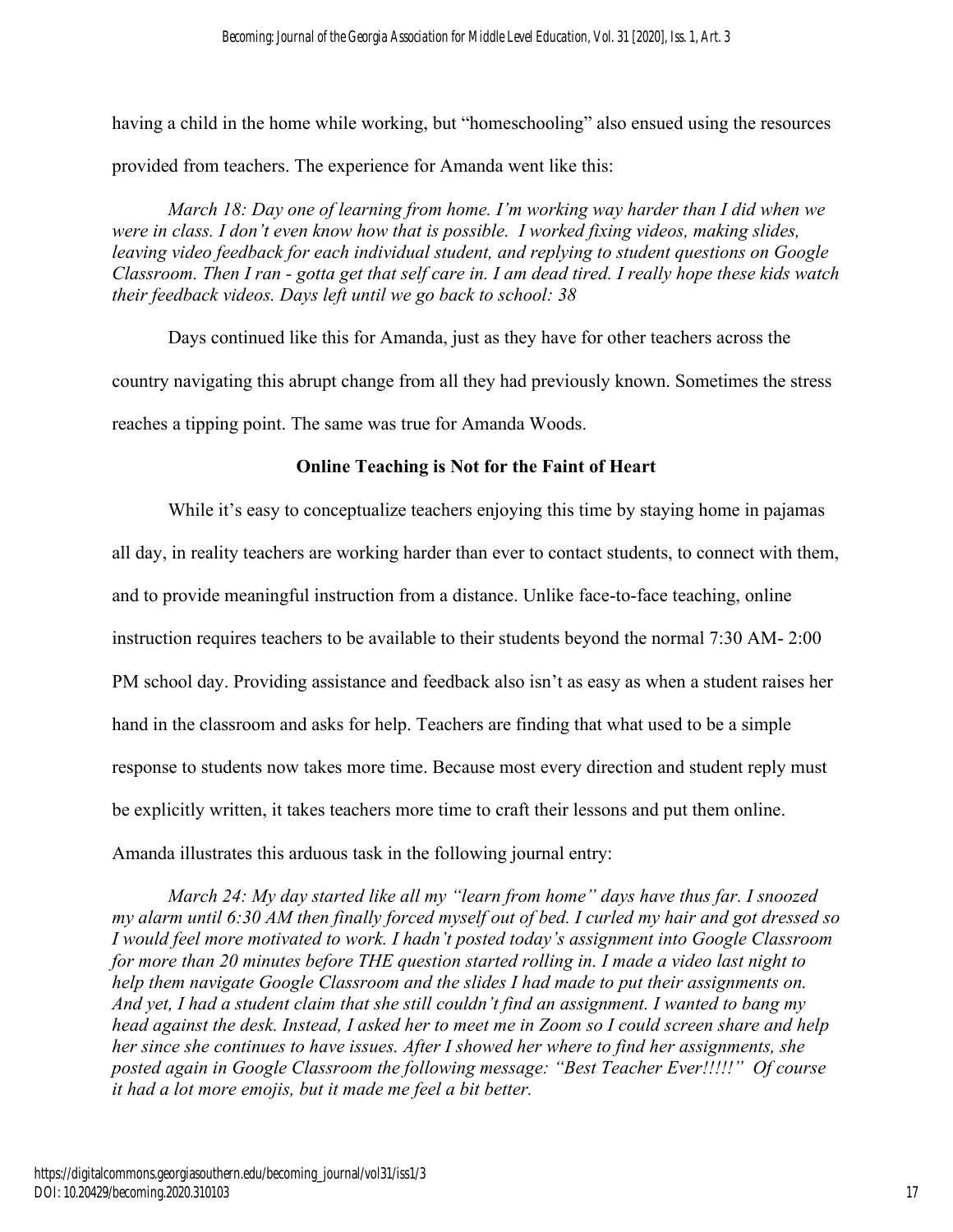having a child in the home while working, but "homeschooling" also ensued using the resources provided from teachers. The experience for Amanda went like this:

> *March 18: Day one of learning from home. I'm working way harder than I did when we were in class. I don't even know how that is possible. I worked fixing videos, making slides, leaving video feedback for each individual student, and replying to student questions on Google Classroom. Then I ran - gotta get that self care in. I am dead tired. I really hope these kids watch their feedback videos. Days left until we go back to school: 38*

Days continued like this for Amanda, just as they have for other teachers across the country navigating this abrupt change from all they had previously known. Sometimes the stress reaches a tipping point. The same was true for Amanda Woods.

## Online Teaching is Not for the Faint of Heart

While it's easy to conceptualize teachers enjoying this time by staying home in pajamas all day, in reality teachers are working harder than ever to contact students, to connect with them, and to provide meaningful instruction from a distance. Unlike face-to-face teaching, online instruction requires teachers to be available to their students beyond the normal 7:30 AM- 2:00 PM school day. Providing assistance and feedback also isn't as easy as when a student raises her hand in the classroom and asks for help. Teachers are finding that what used to be a simple response to students now takes more time. Because most every direction and student reply must be explicitly written, it takes teachers more time to craft their lessons and put them online. Amanda illustrates this arduous task in the following journal entry:

> *March 24: My day started like all my "learn from home" days have thus far. I snoozed my alarm until 6:30 AM then finally forced myself out of bed. I curled my hair and got dressed so I would feel more motivated to work. I hadn't posted today's assignment into Google Classroom for more than 20 minutes before THE question started rolling in. I made a video last night to help them navigate Google Classroom and the slides I had made to put their assignments on. And yet, I had a student claim that she still couldn't find an assignment. I wanted to bang my head against the desk. Instead, I asked her to meet me in Zoom so I could screen share and help her since she continues to have issues. After I showed her where to find her assignments, she posted again in Google Classroom the following message: "Best Teacher Ever!!!!!" Of course it had a lot more emojis, but it made me feel a bit better.*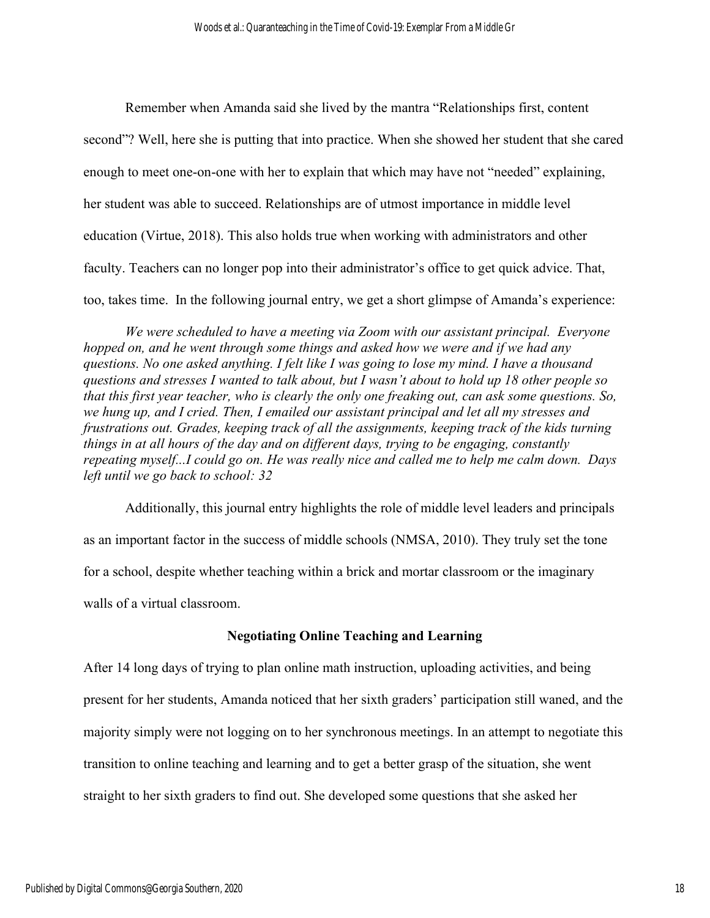Remember when Amanda said she lived by the mantra "Relationships first, content second"? Well, here she is putting that into practice. When she showed her student that she cared enough to meet one-on-one with her to explain that which may have not "needed" explaining, her student was able to succeed. Relationships are of utmost importance in middle level education (Virtue, 2018). This also holds true when working with administrators and other faculty. Teachers can no longer pop into their administrator's office to get quick advice. That, too, takes time. In the following journal entry, we get a short glimpse of Amanda's experience:

> *We were scheduled to have a meeting via Zoom with our assistant principal. Everyone hopped on, and he went through some things and asked how we were and if we had any questions. No one asked anything. I felt like I was going to lose my mind. I have a thousand questions and stresses I wanted to talk about, but I wasn't about to hold up 18 other people so that this first year teacher, who is clearly the only one freaking out, can ask some questions. So, we hung up, and I cried. Then, I emailed our assistant principal and let all my stresses and frustrations out. Grades, keeping track of all the assignments, keeping track of the kids turning things in at all hours of the day and on different days, trying to be engaging, constantly repeating myself...I could go on. He was really nice and called me to help me calm down. Days left until we go back to school: 32*

Additionally, this journal entry highlights the role of middle level leaders and principals as an important factor in the success of middle schools (NMSA, 2010). They truly set the tone for a school, despite whether teaching within a brick and mortar classroom or the imaginary walls of a virtual classroom.

## Negotiating Online Teaching and Learning

After 14 long days of trying to plan online math instruction, uploading activities, and being present for her students, Amanda noticed that her sixth graders' participation still waned, and the majority simply were not logging on to her synchronous meetings. In an attempt to negotiate this transition to online teaching and learning and to get a better grasp of the situation, she went straight to her sixth graders to find out. She developed some questions that she asked her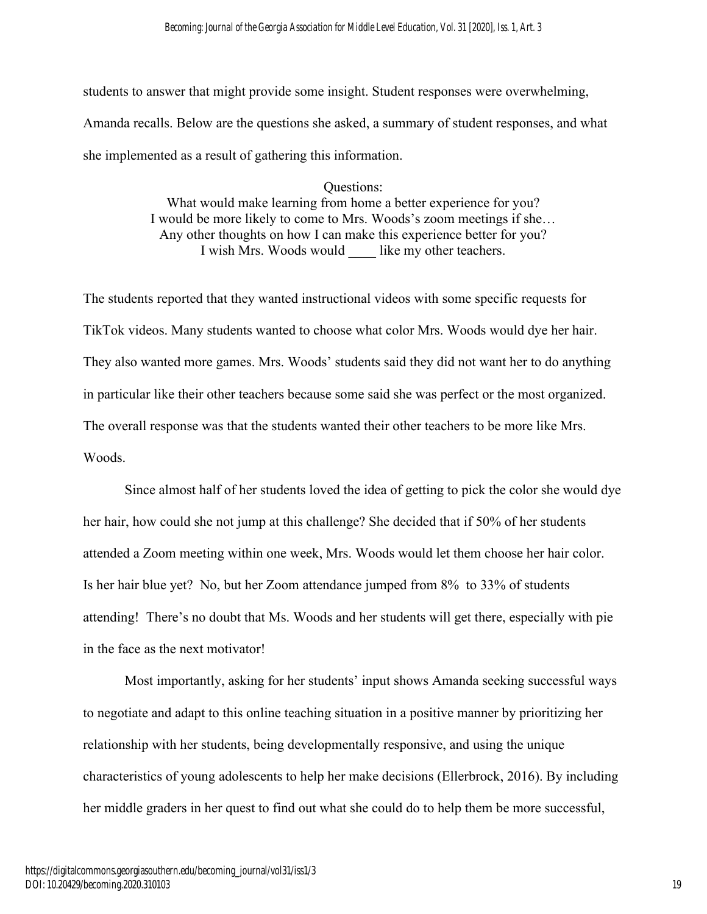students to answer that might provide some insight. Student responses were overwhelming, Amanda recalls. Below are the questions she asked, a summary of student responses, and what she implemented as a result of gathering this information.

Questions:
What would make learning from home a better experience for you?
I would be more likely to come to Mrs. Woods's zoom meetings if she…
Any other thoughts on how I can make this experience better for you?
I wish Mrs. Woods would ____ like my other teachers.

The students reported that they wanted instructional videos with some specific requests for TikTok videos. Many students wanted to choose what color Mrs. Woods would dye her hair. They also wanted more games. Mrs. Woods' students said they did not want her to do anything in particular like their other teachers because some said she was perfect or the most organized. The overall response was that the students wanted their other teachers to be more like Mrs. Woods.

Since almost half of her students loved the idea of getting to pick the color she would dye her hair, how could she not jump at this challenge? She decided that if 50% of her students attended a Zoom meeting within one week, Mrs. Woods would let them choose her hair color. Is her hair blue yet? No, but her Zoom attendance jumped from 8% to 33% of students attending! There's no doubt that Ms. Woods and her students will get there, especially with pie in the face as the next motivator!

Most importantly, asking for her students' input shows Amanda seeking successful ways to negotiate and adapt to this online teaching situation in a positive manner by prioritizing her relationship with her students, being developmentally responsive, and using the unique characteristics of young adolescents to help her make decisions (Ellerbrock, 2016). By including her middle graders in her quest to find out what she could do to help them be more successful,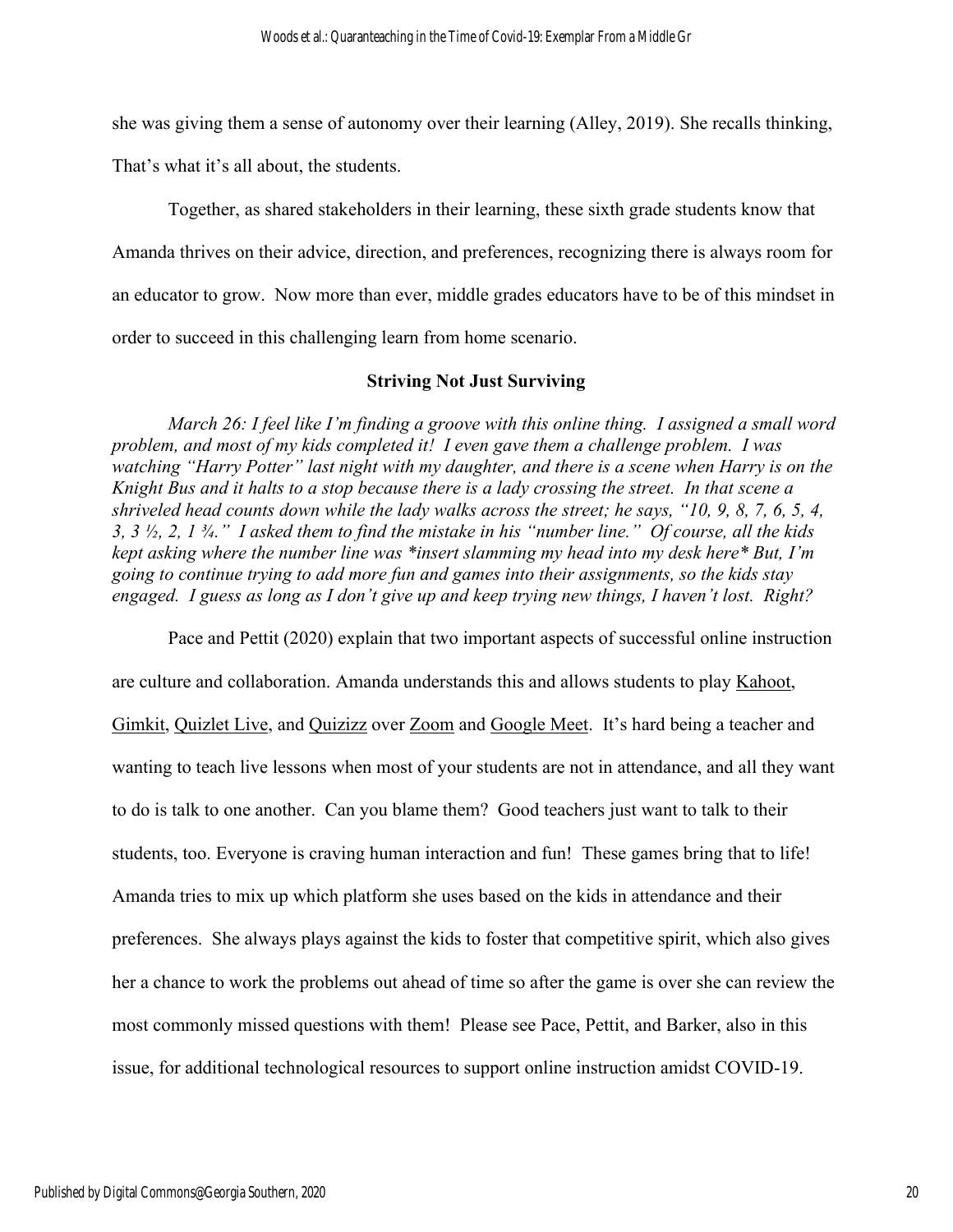she was giving them a sense of autonomy over their learning (Alley, 2019). She recalls thinking, That's what it's all about, the students.

Together, as shared stakeholders in their learning, these sixth grade students know that Amanda thrives on their advice, direction, and preferences, recognizing there is always room for an educator to grow. Now more than ever, middle grades educators have to be of this mindset in order to succeed in this challenging learn from home scenario.

**Striving Not Just Surviving**

*March 26: I feel like I'm finding a groove with this online thing. I assigned a small word problem, and most of my kids completed it! I even gave them a challenge problem. I was watching "Harry Potter" last night with my daughter, and there is a scene when Harry is on the Knight Bus and it halts to a stop because there is a lady crossing the street. In that scene a shriveled head counts down while the lady walks across the street; he says, "10, 9, 8, 7, 6, 5, 4, 3, 3 ½, 2, 1 ¾." I asked them to find the mistake in his "number line." Of course, all the kids kept asking where the number line was *insert slamming my head into my desk here* But, I'm going to continue trying to add more fun and games into their assignments, so the kids stay engaged. I guess as long as I don't give up and keep trying new things, I haven't lost. Right?*

Pace and Pettit (2020) explain that two important aspects of successful online instruction are culture and collaboration. Amanda understands this and allows students to play Kahoot, Gimkit, Quizlet Live, and Quizizz over Zoom and Google Meet. It's hard being a teacher and wanting to teach live lessons when most of your students are not in attendance, and all they want to do is talk to one another. Can you blame them? Good teachers just want to talk to their students, too. Everyone is craving human interaction and fun! These games bring that to life! Amanda tries to mix up which platform she uses based on the kids in attendance and their preferences. She always plays against the kids to foster that competitive spirit, which also gives her a chance to work the problems out ahead of time so after the game is over she can review the most commonly missed questions with them! Please see Pace, Pettit, and Barker, also in this issue, for additional technological resources to support online instruction amidst COVID-19.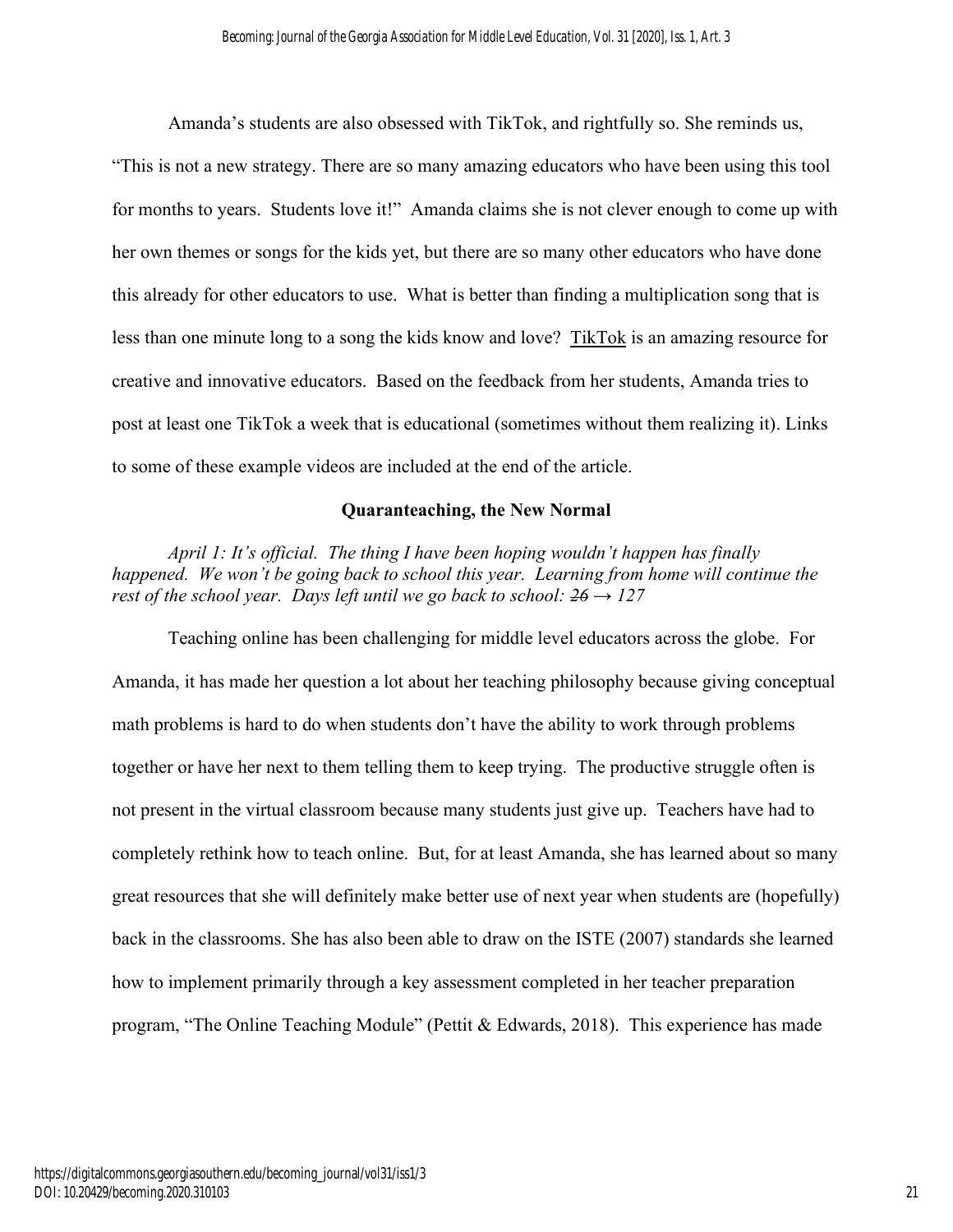Amanda's students are also obsessed with TikTok, and rightfully so. She reminds us, "This is not a new strategy. There are so many amazing educators who have been using this tool for months to years. Students love it!" Amanda claims she is not clever enough to come up with her own themes or songs for the kids yet, but there are so many other educators who have done this already for other educators to use. What is better than finding a multiplication song that is less than one minute long to a song the kids know and love? TikTok is an amazing resource for creative and innovative educators. Based on the feedback from her students, Amanda tries to post at least one TikTok a week that is educational (sometimes without them realizing it). Links to some of these example videos are included at the end of the article.

## Quaranteaching, the New Normal

*April 1: It's official. The thing I have been hoping wouldn't happen has finally happened. We won't be going back to school this year. Learning from home will continue the rest of the school year. Days left until we go back to school: ~~26~~ → 127*

Teaching online has been challenging for middle level educators across the globe. For Amanda, it has made her question a lot about her teaching philosophy because giving conceptual math problems is hard to do when students don't have the ability to work through problems together or have her next to them telling them to keep trying. The productive struggle often is not present in the virtual classroom because many students just give up. Teachers have had to completely rethink how to teach online. But, for at least Amanda, she has learned about so many great resources that she will definitely make better use of next year when students are (hopefully) back in the classrooms. She has also been able to draw on the ISTE (2007) standards she learned how to implement primarily through a key assessment completed in her teacher preparation program, "The Online Teaching Module" (Pettit & Edwards, 2018). This experience has made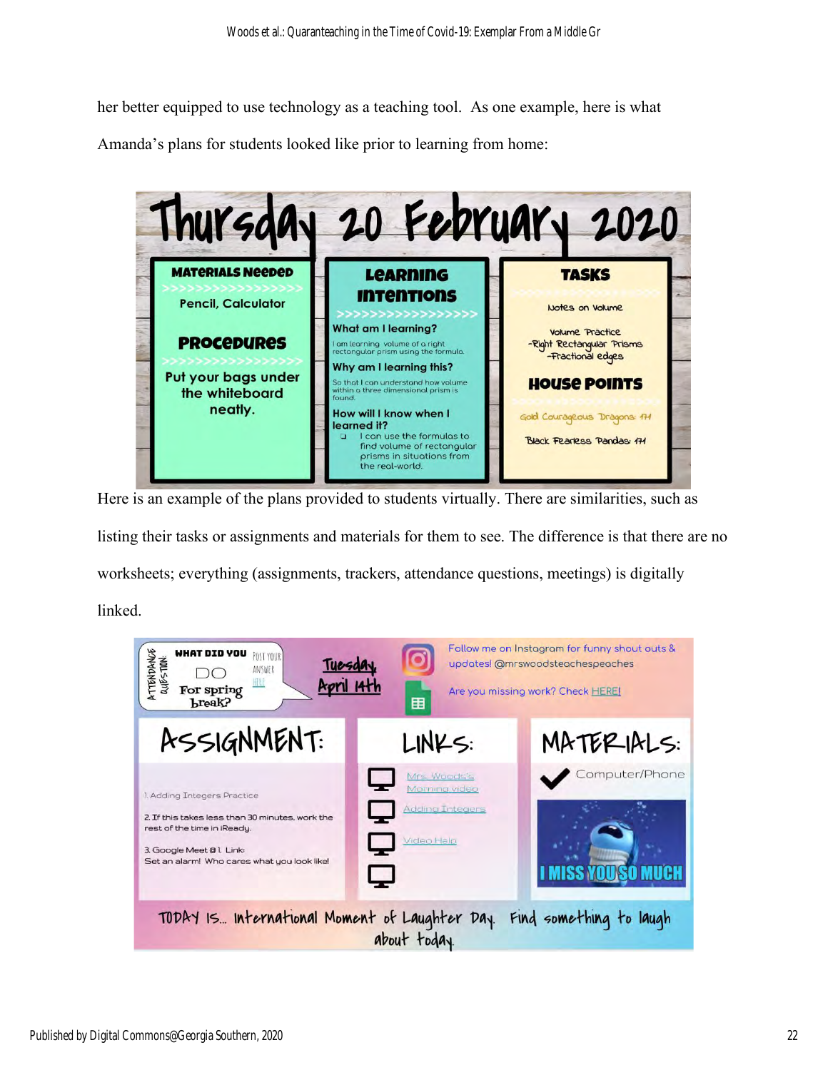her better equipped to use technology as a teaching tool. As one example, here is what Amanda's plans for students looked like prior to learning from home:

Here is an example of the plans provided to students virtually. There are similarities, such as listing their tasks or assignments and materials for them to see. The difference is that there are no worksheets; everything (assignments, trackers, attendance questions, meetings) is digitally linked.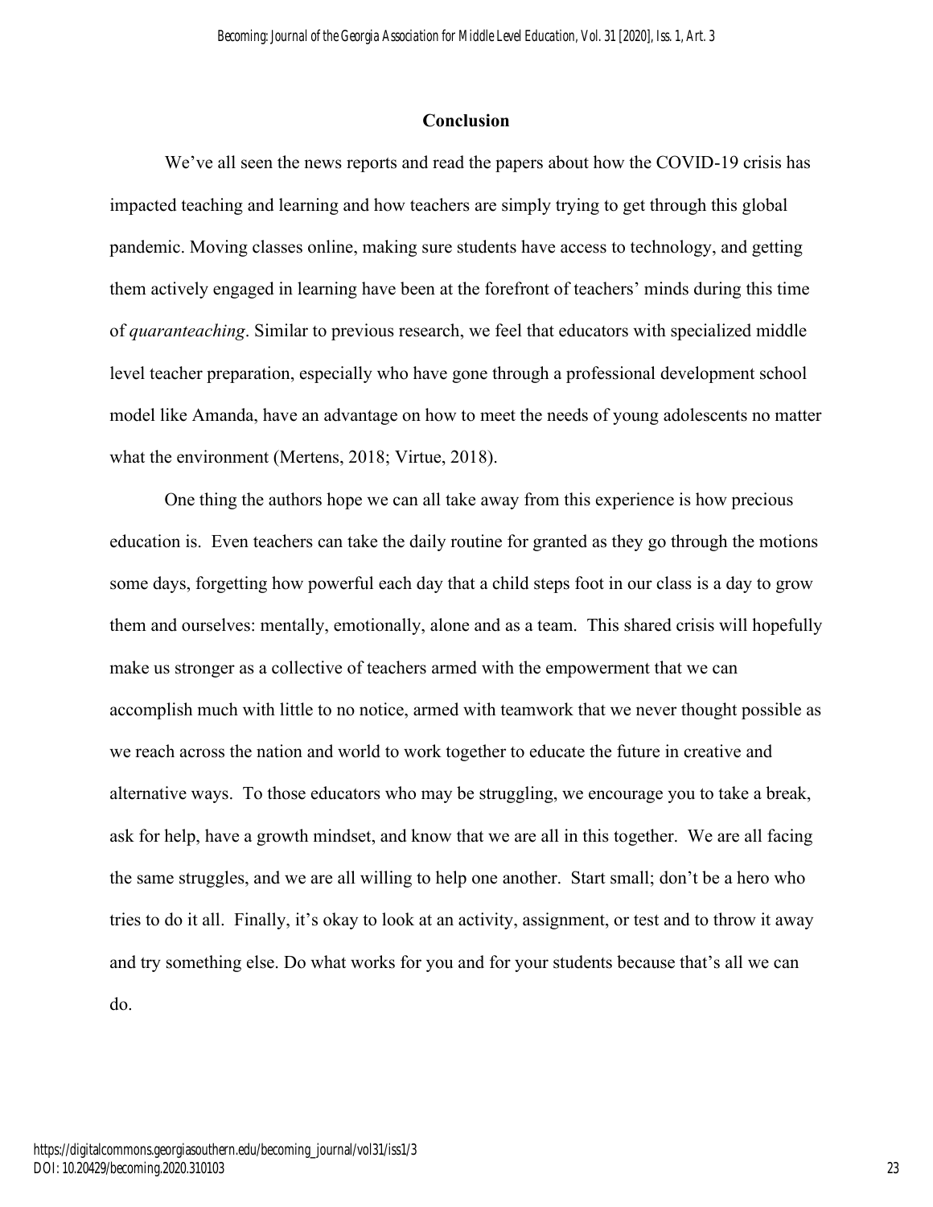## Conclusion

We've all seen the news reports and read the papers about how the COVID-19 crisis has impacted teaching and learning and how teachers are simply trying to get through this global pandemic. Moving classes online, making sure students have access to technology, and getting them actively engaged in learning have been at the forefront of teachers' minds during this time of *quaranteaching*. Similar to previous research, we feel that educators with specialized middle level teacher preparation, especially who have gone through a professional development school model like Amanda, have an advantage on how to meet the needs of young adolescents no matter what the environment (Mertens, 2018; Virtue, 2018).

One thing the authors hope we can all take away from this experience is how precious education is. Even teachers can take the daily routine for granted as they go through the motions some days, forgetting how powerful each day that a child steps foot in our class is a day to grow them and ourselves: mentally, emotionally, alone and as a team. This shared crisis will hopefully make us stronger as a collective of teachers armed with the empowerment that we can accomplish much with little to no notice, armed with teamwork that we never thought possible as we reach across the nation and world to work together to educate the future in creative and alternative ways. To those educators who may be struggling, we encourage you to take a break, ask for help, have a growth mindset, and know that we are all in this together. We are all facing the same struggles, and we are all willing to help one another. Start small; don't be a hero who tries to do it all. Finally, it's okay to look at an activity, assignment, or test and to throw it away and try something else. Do what works for you and for your students because that's all we can do.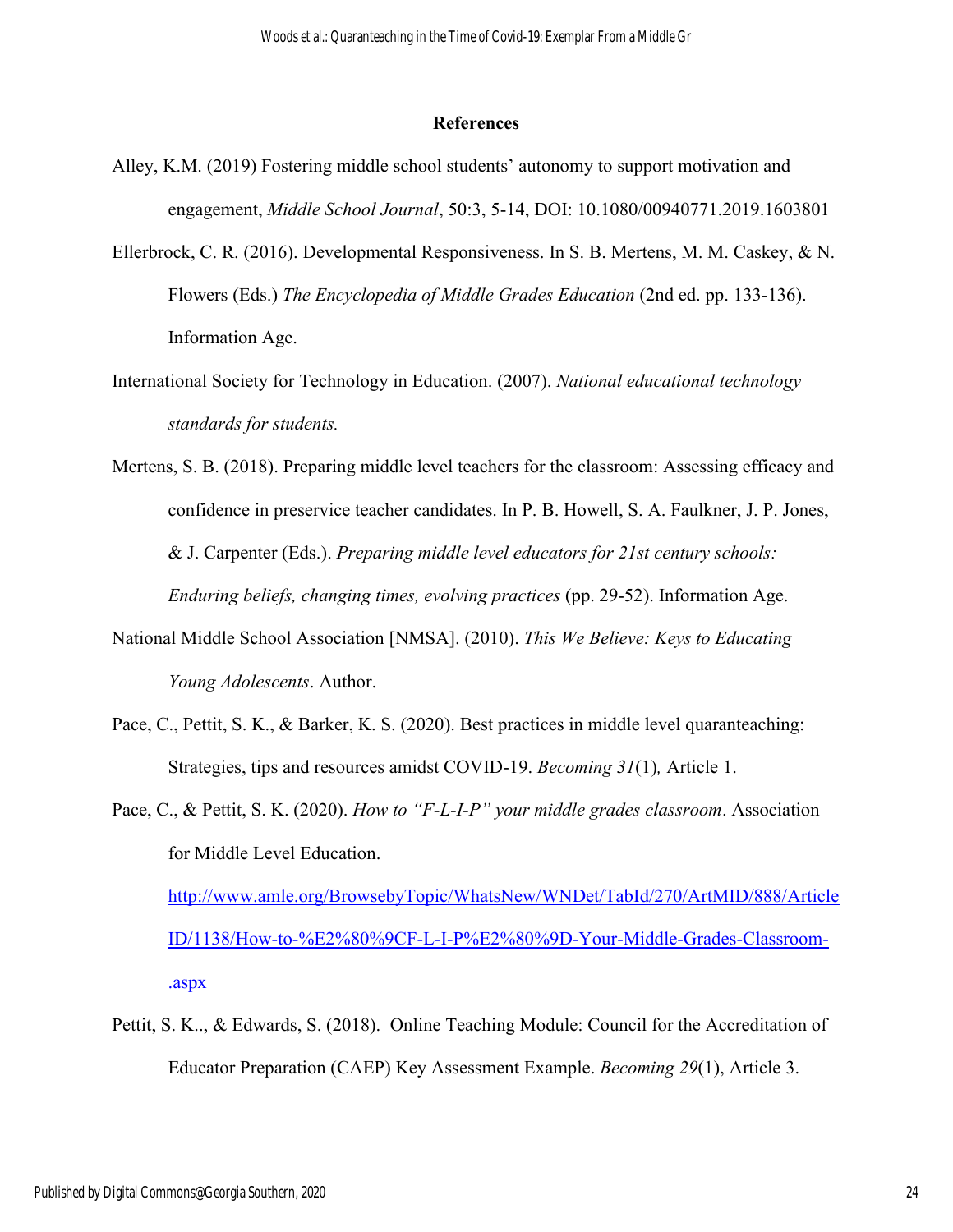**References**

Alley, K.M. (2019) Fostering middle school students' autonomy to support motivation and engagement, *Middle School Journal*, 50:3, 5-14, DOI: 10.1080/00940771.2019.1603801

Ellerbrock, C. R. (2016). Developmental Responsiveness. In S. B. Mertens, M. M. Caskey, & N. Flowers (Eds.) *The Encyclopedia of Middle Grades Education* (2nd ed. pp. 133-136). Information Age.

International Society for Technology in Education. (2007). *National educational technology standards for students.*

Mertens, S. B. (2018). Preparing middle level teachers for the classroom: Assessing efficacy and confidence in preservice teacher candidates. In P. B. Howell, S. A. Faulkner, J. P. Jones, & J. Carpenter (Eds.). *Preparing middle level educators for 21st century schools: Enduring beliefs, changing times, evolving practices* (pp. 29-52). Information Age.

National Middle School Association [NMSA]. (2010). *This We Believe: Keys to Educating Young Adolescents*. Author.

Pace, C., Pettit, S. K., & Barker, K. S. (2020). Best practices in middle level quaranteaching: Strategies, tips and resources amidst COVID-19. *Becoming 31*(1)*,* Article 1.

Pace, C., & Pettit, S. K. (2020). *How to "F-L-I-P" your middle grades classroom*. Association for Middle Level Education. http://www.amle.org/BrowsebyTopic/WhatsNew/WNDet/TabId/270/ArtMID/888/ArticleID/1138/How-to-%E2%80%9CF-L-I-P%E2%80%9D-Your-Middle-Grades-Classroom-.aspx

Pettit, S. K.., & Edwards, S. (2018). Online Teaching Module: Council for the Accreditation of Educator Preparation (CAEP) Key Assessment Example. *Becoming 29*(1), Article 3.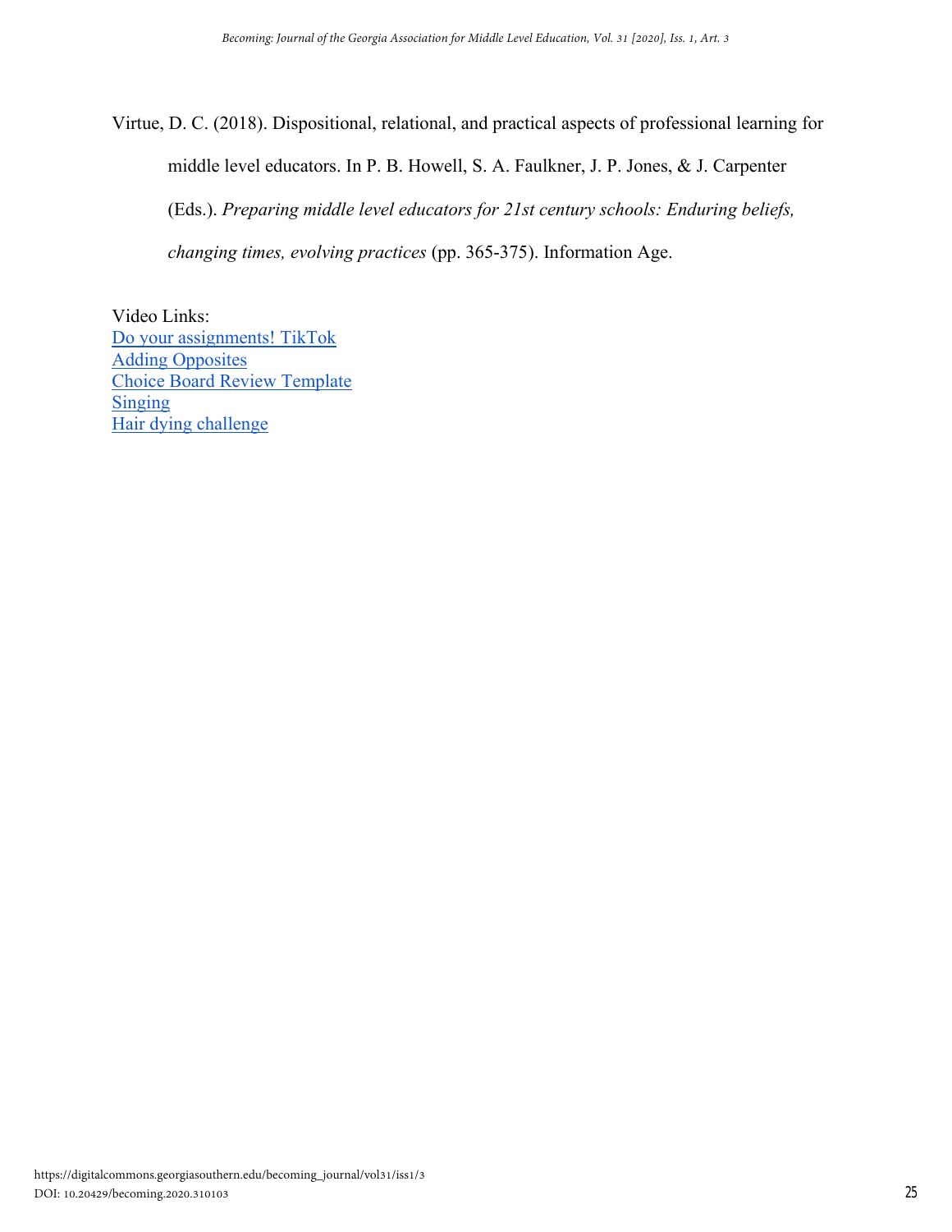Virtue, D. C. (2018). Dispositional, relational, and practical aspects of professional learning for middle level educators. In P. B. Howell, S. A. Faulkner, J. P. Jones, & J. Carpenter (Eds.). *Preparing middle level educators for 21st century schools: Enduring beliefs, changing times, evolving practices* (pp. 365-375). Information Age.

Video Links:
Do your assignments! TikTok
Adding Opposites
Choice Board Review Template
Singing
Hair dying challenge